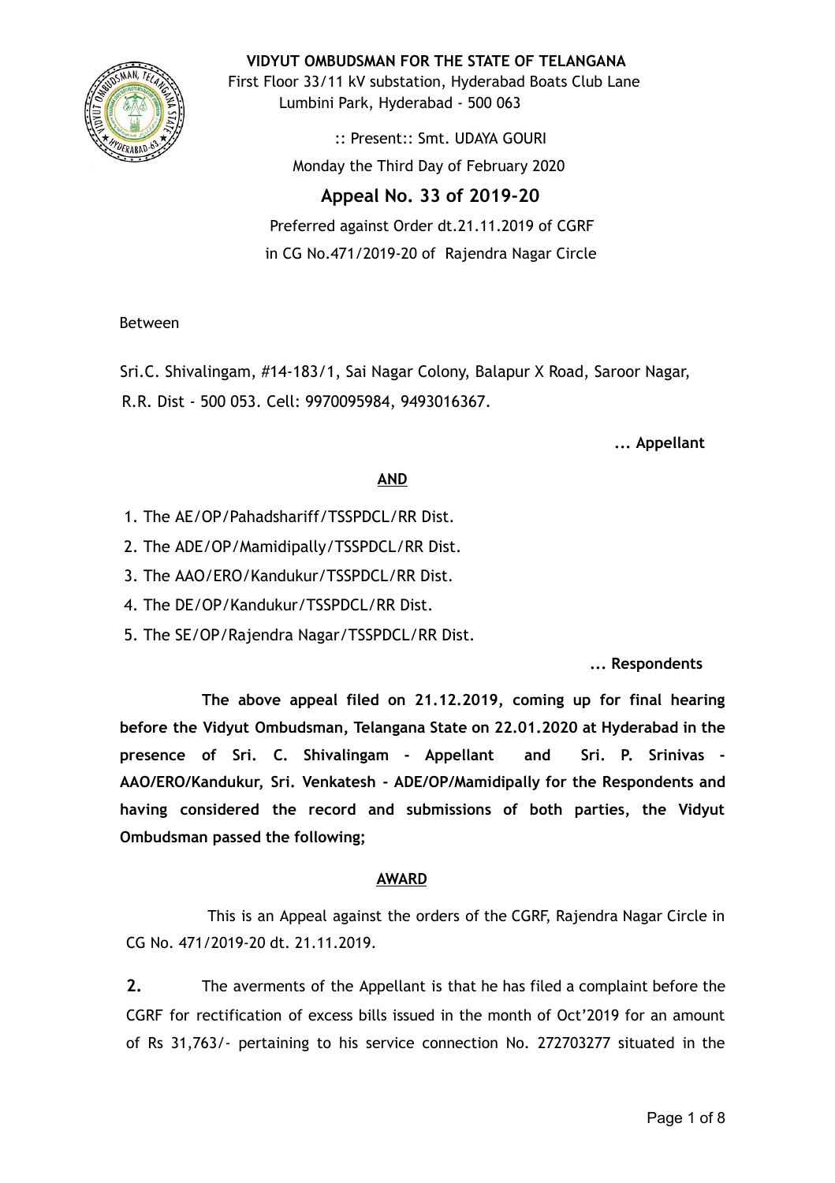**VIDYUT OMBUDSMAN FOR THE STATE OF TELANGANA**

First Floor 33/11 kV substation, Hyderabad Boats Club Lane
Lumbini Park, Hyderabad - 500 063

:: Present:: Smt. UDAYA GOURI

Monday the Third Day of February 2020

## Appeal No. 33 of 2019-20

Preferred against Order dt.21.11.2019 of CGRF
in CG No.471/2019-20 of Rajendra Nagar Circle

Between

Sri.C. Shivalingam, #14-183/1, Sai Nagar Colony, Balapur X Road, Saroor Nagar, R.R. Dist - 500 053. Cell: 9970095984, 9493016367.

**... Appellant**

**AND**

1. The AE/OP/Pahadshariff/TSSPDCL/RR Dist.
2. The ADE/OP/Mamidipally/TSSPDCL/RR Dist.
3. The AAO/ERO/Kandukur/TSSPDCL/RR Dist.
4. The DE/OP/Kandukur/TSSPDCL/RR Dist.
5. The SE/OP/Rajendra Nagar/TSSPDCL/RR Dist.

**... Respondents**

**The above appeal filed on 21.12.2019, coming up for final hearing before the Vidyut Ombudsman, Telangana State on 22.01.2020 at Hyderabad in the presence of Sri. C. Shivalingam - Appellant and Sri. P. Srinivas - AAO/ERO/Kandukur, Sri. Venkatesh - ADE/OP/Mamidipally for the Respondents and having considered the record and submissions of both parties, the Vidyut Ombudsman passed the following;**

**AWARD**

This is an Appeal against the orders of the CGRF, Rajendra Nagar Circle in CG No. 471/2019-20 dt. 21.11.2019.

**2.** The averments of the Appellant is that he has filed a complaint before the CGRF for rectification of excess bills issued in the month of Oct'2019 for an amount of Rs 31,763/- pertaining to his service connection No. 272703277 situated in the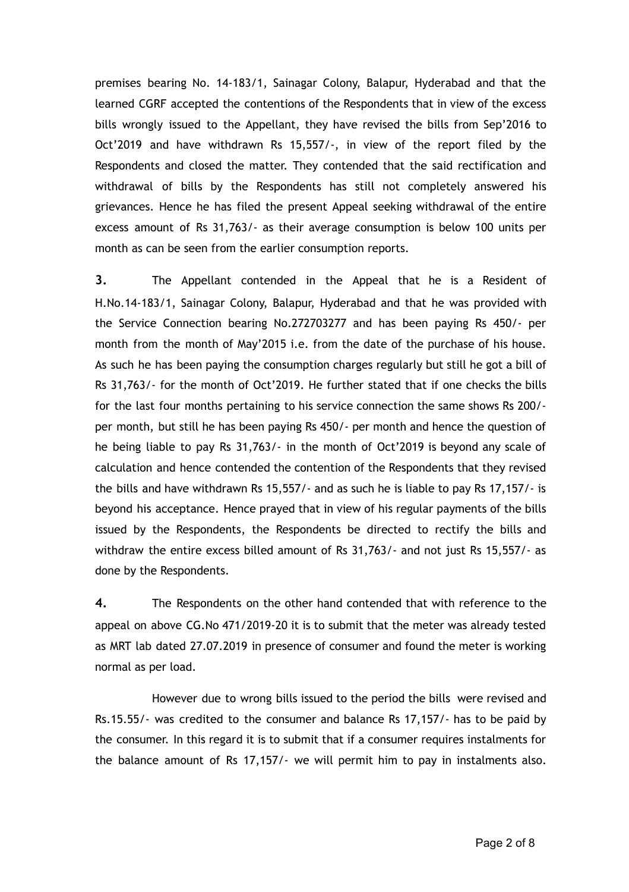premises bearing No. 14-183/1, Sainagar Colony, Balapur, Hyderabad and that the learned CGRF accepted the contentions of the Respondents that in view of the excess bills wrongly issued to the Appellant, they have revised the bills from Sep'2016 to Oct'2019 and have withdrawn Rs 15,557/-, in view of the report filed by the Respondents and closed the matter. They contended that the said rectification and withdrawal of bills by the Respondents has still not completely answered his grievances. Hence he has filed the present Appeal seeking withdrawal of the entire excess amount of Rs 31,763/- as their average consumption is below 100 units per month as can be seen from the earlier consumption reports.

**3.** The Appellant contended in the Appeal that he is a Resident of H.No.14-183/1, Sainagar Colony, Balapur, Hyderabad and that he was provided with the Service Connection bearing No.272703277 and has been paying Rs 450/- per month from the month of May'2015 i.e. from the date of the purchase of his house. As such he has been paying the consumption charges regularly but still he got a bill of Rs 31,763/- for the month of Oct'2019. He further stated that if one checks the bills for the last four months pertaining to his service connection the same shows Rs 200/- per month, but still he has been paying Rs 450/- per month and hence the question of he being liable to pay Rs 31,763/- in the month of Oct'2019 is beyond any scale of calculation and hence contended the contention of the Respondents that they revised the bills and have withdrawn Rs 15,557/- and as such he is liable to pay Rs 17,157/- is beyond his acceptance. Hence prayed that in view of his regular payments of the bills issued by the Respondents, the Respondents be directed to rectify the bills and withdraw the entire excess billed amount of Rs 31,763/- and not just Rs 15,557/- as done by the Respondents.

**4.** The Respondents on the other hand contended that with reference to the appeal on above CG.No 471/2019-20 it is to submit that the meter was already tested as MRT lab dated 27.07.2019 in presence of consumer and found the meter is working normal as per load.

However due to wrong bills issued to the period the bills were revised and Rs.15.55/- was credited to the consumer and balance Rs 17,157/- has to be paid by the consumer. In this regard it is to submit that if a consumer requires instalments for the balance amount of Rs 17,157/- we will permit him to pay in instalments also.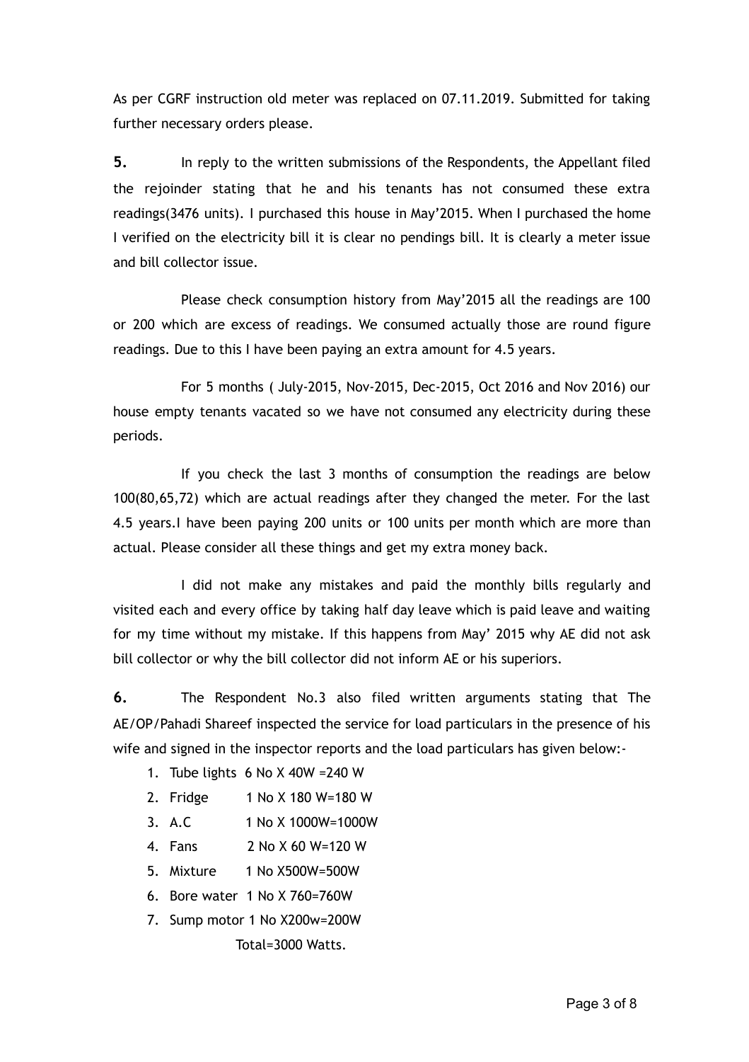As per CGRF instruction old meter was replaced on 07.11.2019. Submitted for taking further necessary orders please.

**5.** In reply to the written submissions of the Respondents, the Appellant filed the rejoinder stating that he and his tenants has not consumed these extra readings(3476 units). I purchased this house in May'2015. When I purchased the home I verified on the electricity bill it is clear no pendings bill. It is clearly a meter issue and bill collector issue.

Please check consumption history from May'2015 all the readings are 100 or 200 which are excess of readings. We consumed actually those are round figure readings. Due to this I have been paying an extra amount for 4.5 years.

For 5 months ( July-2015, Nov-2015, Dec-2015, Oct 2016 and Nov 2016) our house empty tenants vacated so we have not consumed any electricity during these periods.

If you check the last 3 months of consumption the readings are below 100(80,65,72) which are actual readings after they changed the meter. For the last 4.5 years.I have been paying 200 units or 100 units per month which are more than actual. Please consider all these things and get my extra money back.

I did not make any mistakes and paid the monthly bills regularly and visited each and every office by taking half day leave which is paid leave and waiting for my time without my mistake. If this happens from May' 2015 why AE did not ask bill collector or why the bill collector did not inform AE or his superiors.

**6.** The Respondent No.3 also filed written arguments stating that The AE/OP/Pahadi Shareef inspected the service for load particulars in the presence of his wife and signed in the inspector reports and the load particulars has given below:-

1. Tube lights 6 No X 40W =240 W
2. Fridge 1 No X 180 W=180 W
3. A.C 1 No X 1000W=1000W
4. Fans 2 No X 60 W=120 W
5. Mixture 1 No X500W=500W
6. Bore water 1 No X 760=760W
7. Sump motor 1 No X200w=200W

Total=3000 Watts.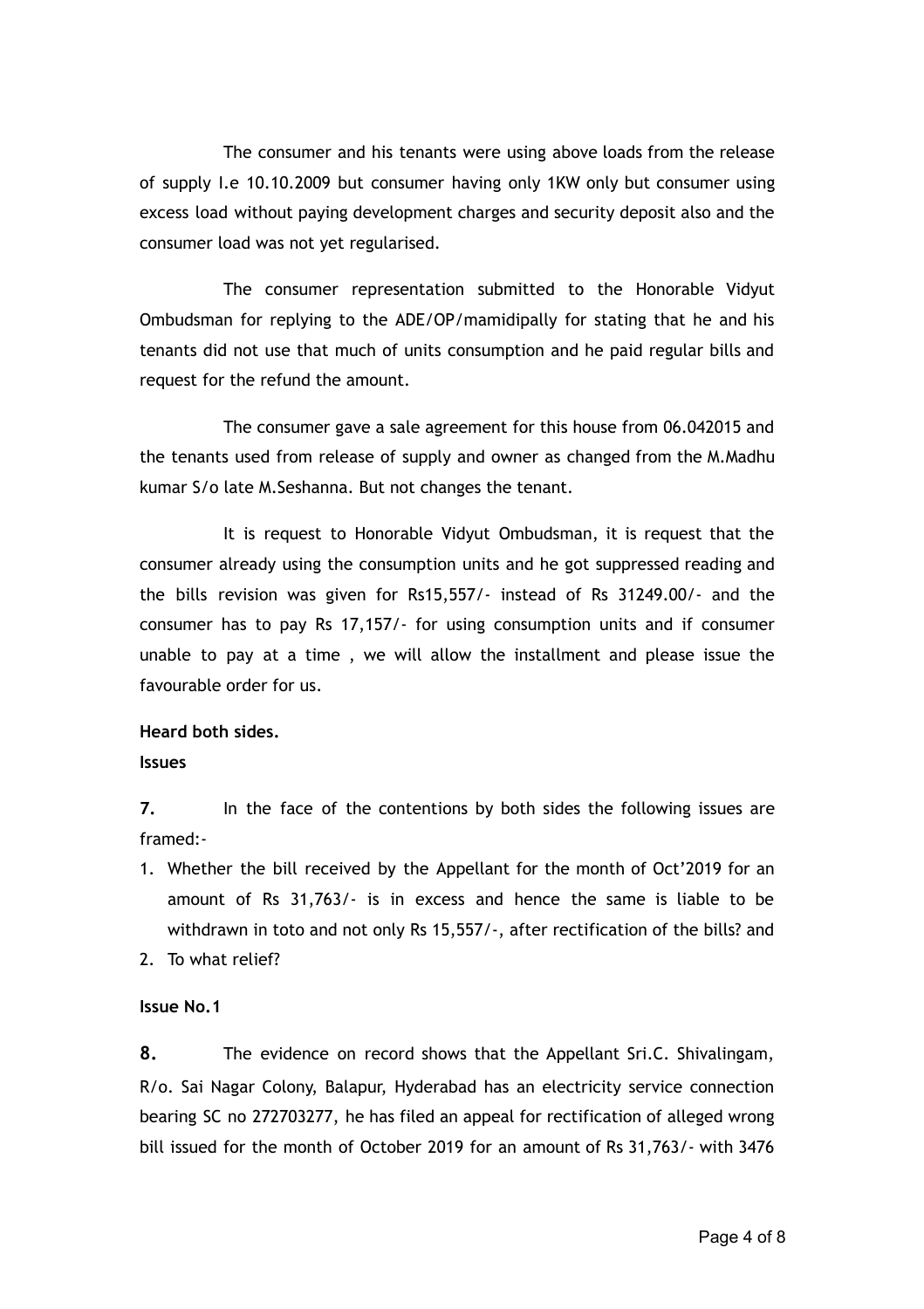The consumer and his tenants were using above loads from the release of supply I.e 10.10.2009 but consumer having only 1KW only but consumer using excess load without paying development charges and security deposit also and the consumer load was not yet regularised.

The consumer representation submitted to the Honorable Vidyut Ombudsman for replying to the ADE/OP/mamidipally for stating that he and his tenants did not use that much of units consumption and he paid regular bills and request for the refund the amount.

The consumer gave a sale agreement for this house from 06.042015 and the tenants used from release of supply and owner as changed from the M.Madhu kumar S/o late M.Seshanna. But not changes the tenant.

It is request to Honorable Vidyut Ombudsman, it is request that the consumer already using the consumption units and he got suppressed reading and the bills revision was given for Rs15,557/- instead of Rs 31249.00/- and the consumer has to pay Rs 17,157/- for using consumption units and if consumer unable to pay at a time , we will allow the installment and please issue the favourable order for us.

**Heard both sides.**

**Issues**

**7.** In the face of the contentions by both sides the following issues are framed:-

1. Whether the bill received by the Appellant for the month of Oct'2019 for an amount of Rs 31,763/- is in excess and hence the same is liable to be withdrawn in toto and not only Rs 15,557/-, after rectification of the bills? and
2. To what relief?

**Issue No.1**

**8.** The evidence on record shows that the Appellant Sri.C. Shivalingam, R/o. Sai Nagar Colony, Balapur, Hyderabad has an electricity service connection bearing SC no 272703277, he has filed an appeal for rectification of alleged wrong bill issued for the month of October 2019 for an amount of Rs 31,763/- with 3476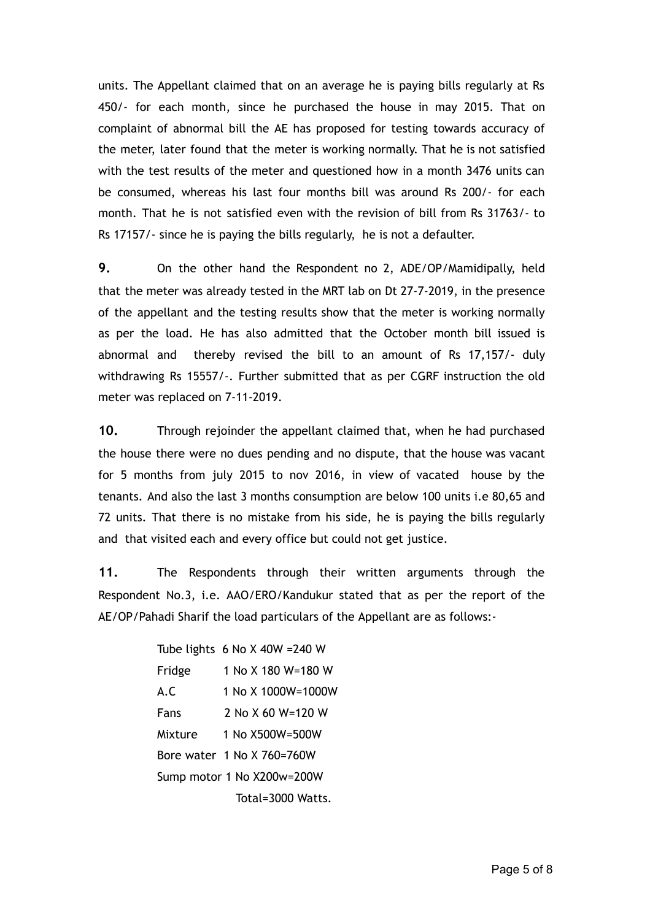units. The Appellant claimed that on an average he is paying bills regularly at Rs 450/- for each month, since he purchased the house in may 2015. That on complaint of abnormal bill the AE has proposed for testing towards accuracy of the meter, later found that the meter is working normally. That he is not satisfied with the test results of the meter and questioned how in a month 3476 units can be consumed, whereas his last four months bill was around Rs 200/- for each month. That he is not satisfied even with the revision of bill from Rs 31763/- to Rs 17157/- since he is paying the bills regularly, he is not a defaulter.

**9.** On the other hand the Respondent no 2, ADE/OP/Mamidipally, held that the meter was already tested in the MRT lab on Dt 27-7-2019, in the presence of the appellant and the testing results show that the meter is working normally as per the load. He has also admitted that the October month bill issued is abnormal and thereby revised the bill to an amount of Rs 17,157/- duly withdrawing Rs 15557/-. Further submitted that as per CGRF instruction the old meter was replaced on 7-11-2019.

**10.** Through rejoinder the appellant claimed that, when he had purchased the house there were no dues pending and no dispute, that the house was vacant for 5 months from july 2015 to nov 2016, in view of vacated house by the tenants. And also the last 3 months consumption are below 100 units i.e 80,65 and 72 units. That there is no mistake from his side, he is paying the bills regularly and that visited each and every office but could not get justice.

**11.** The Respondents through their written arguments through the Respondent No.3, i.e. AAO/ERO/Kandukur stated that as per the report of the AE/OP/Pahadi Sharif the load particulars of the Appellant are as follows:-

| | |
|---|---|
| Tube lights | 6 No X 40W =240 W |
| Fridge | 1 No X 180 W=180 W |
| A.C | 1 No X 1000W=1000W |
| Fans | 2 No X 60 W=120 W |
| Mixture | 1 No X500W=500W |
| Bore water | 1 No X 760=760W |
| Sump motor | 1 No X200w=200W |
| | Total=3000 Watts. |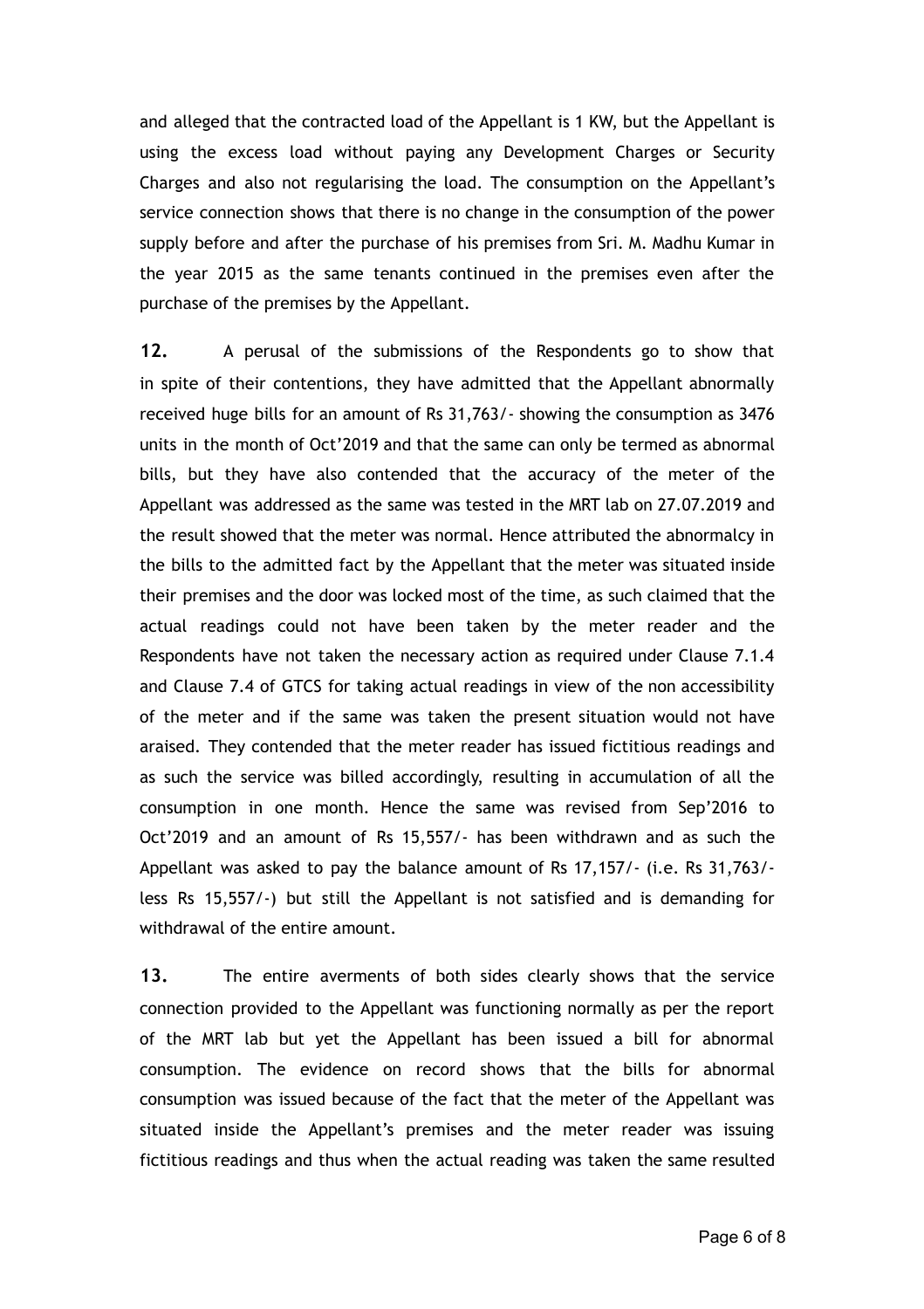and alleged that the contracted load of the Appellant is 1 KW, but the Appellant is using the excess load without paying any Development Charges or Security Charges and also not regularising the load. The consumption on the Appellant's service connection shows that there is no change in the consumption of the power supply before and after the purchase of his premises from Sri. M. Madhu Kumar in the year 2015 as the same tenants continued in the premises even after the purchase of the premises by the Appellant.

**12.** A perusal of the submissions of the Respondents go to show that in spite of their contentions, they have admitted that the Appellant abnormally received huge bills for an amount of Rs 31,763/- showing the consumption as 3476 units in the month of Oct'2019 and that the same can only be termed as abnormal bills, but they have also contended that the accuracy of the meter of the Appellant was addressed as the same was tested in the MRT lab on 27.07.2019 and the result showed that the meter was normal. Hence attributed the abnormalcy in the bills to the admitted fact by the Appellant that the meter was situated inside their premises and the door was locked most of the time, as such claimed that the actual readings could not have been taken by the meter reader and the Respondents have not taken the necessary action as required under Clause 7.1.4 and Clause 7.4 of GTCS for taking actual readings in view of the non accessibility of the meter and if the same was taken the present situation would not have araised. They contended that the meter reader has issued fictitious readings and as such the service was billed accordingly, resulting in accumulation of all the consumption in one month. Hence the same was revised from Sep'2016 to Oct'2019 and an amount of Rs 15,557/- has been withdrawn and as such the Appellant was asked to pay the balance amount of Rs 17,157/- (i.e. Rs 31,763/- less Rs 15,557/-) but still the Appellant is not satisfied and is demanding for withdrawal of the entire amount.

**13.** The entire averments of both sides clearly shows that the service connection provided to the Appellant was functioning normally as per the report of the MRT lab but yet the Appellant has been issued a bill for abnormal consumption. The evidence on record shows that the bills for abnormal consumption was issued because of the fact that the meter of the Appellant was situated inside the Appellant's premises and the meter reader was issuing fictitious readings and thus when the actual reading was taken the same resulted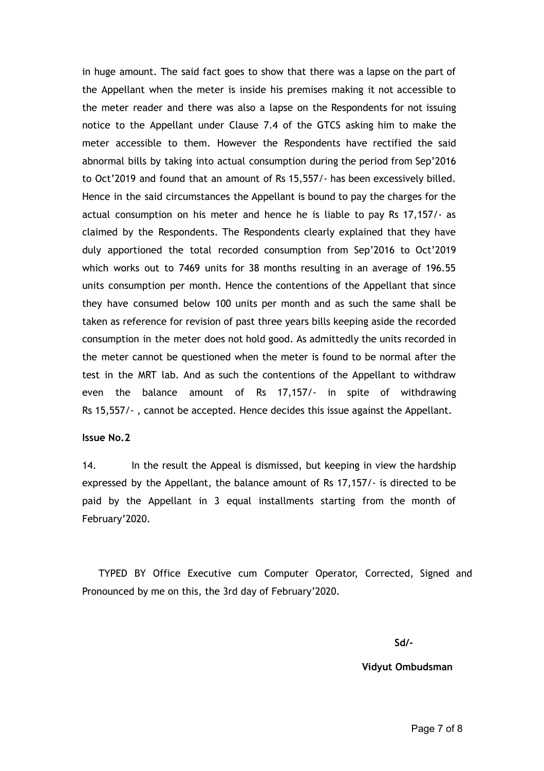in huge amount. The said fact goes to show that there was a lapse on the part of the Appellant when the meter is inside his premises making it not accessible to the meter reader and there was also a lapse on the Respondents for not issuing notice to the Appellant under Clause 7.4 of the GTCS asking him to make the meter accessible to them. However the Respondents have rectified the said abnormal bills by taking into actual consumption during the period from Sep'2016 to Oct'2019 and found that an amount of Rs 15,557/- has been excessively billed. Hence in the said circumstances the Appellant is bound to pay the charges for the actual consumption on his meter and hence he is liable to pay Rs 17,157/- as claimed by the Respondents. The Respondents clearly explained that they have duly apportioned the total recorded consumption from Sep'2016 to Oct'2019 which works out to 7469 units for 38 months resulting in an average of 196.55 units consumption per month. Hence the contentions of the Appellant that since they have consumed below 100 units per month and as such the same shall be taken as reference for revision of past three years bills keeping aside the recorded consumption in the meter does not hold good. As admittedly the units recorded in the meter cannot be questioned when the meter is found to be normal after the test in the MRT lab. And as such the contentions of the Appellant to withdraw even the balance amount of Rs 17,157/- in spite of withdrawing Rs 15,557/- , cannot be accepted. Hence decides this issue against the Appellant.

**Issue No.2**

14. In the result the Appeal is dismissed, but keeping in view the hardship expressed by the Appellant, the balance amount of Rs 17,157/- is directed to be paid by the Appellant in 3 equal installments starting from the month of February'2020.

TYPED BY Office Executive cum Computer Operator, Corrected, Signed and Pronounced by me on this, the 3rd day of February'2020.

**Sd/-**

**Vidyut Ombudsman**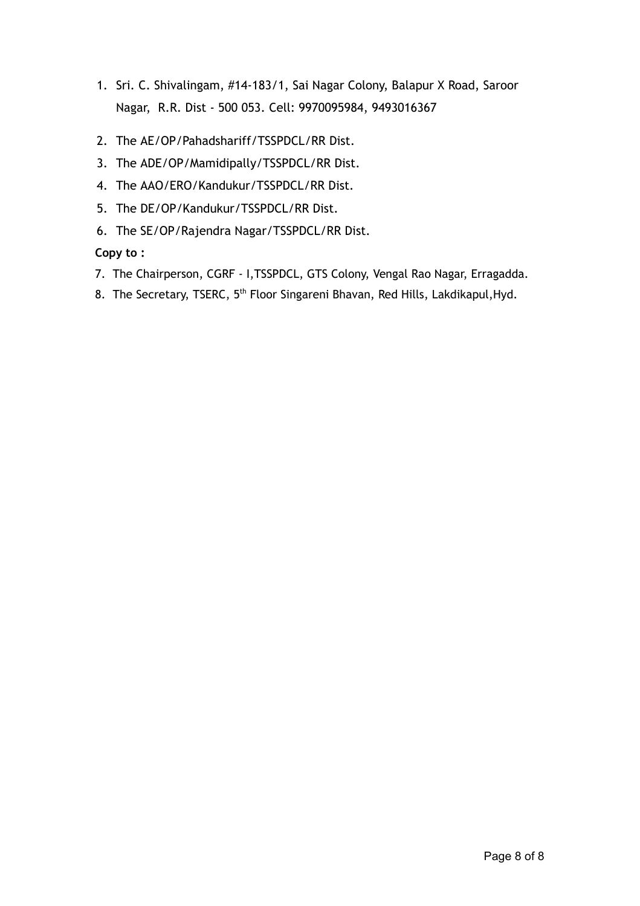1. Sri. C. Shivalingam, #14-183/1, Sai Nagar Colony, Balapur X Road, Saroor Nagar, R.R. Dist - 500 053. Cell: 9970095984, 9493016367
2. The AE/OP/Pahadshariff/TSSPDCL/RR Dist.
3. The ADE/OP/Mamidipally/TSSPDCL/RR Dist.
4. The AAO/ERO/Kandukur/TSSPDCL/RR Dist.
5. The DE/OP/Kandukur/TSSPDCL/RR Dist.
6. The SE/OP/Rajendra Nagar/TSSPDCL/RR Dist.

**Copy to :**

7. The Chairperson, CGRF - I,TSSPDCL, GTS Colony, Vengal Rao Nagar, Erragadda.
8. The Secretary, TSERC, 5th Floor Singareni Bhavan, Red Hills, Lakdikapul,Hyd.